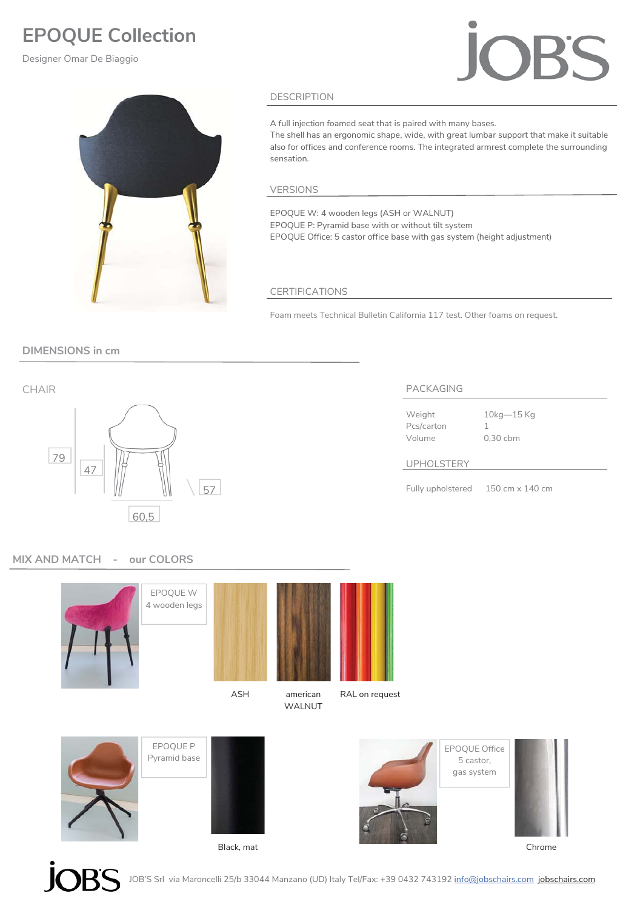# EPOQUE Collection

Designer Omar De Biaggio

## DESCRIPTION

A full injection foamed seat that is paired with many bases.
The shell has an ergonomic shape, wide, with great lumbar support that make it suitable also for offices and conference rooms. The integrated armrest complete the surrounding sensation.

## VERSIONS

EPOQUE W: 4 wooden legs (ASH or WALNUT)
EPOQUE P: Pyramid base with or without tilt system
EPOQUE Office: 5 castor office base with gas system (height adjustment)

## CERTIFICATIONS

Foam meets Technical Bulletin California 117 test. Other foams on request.

## DIMENSIONS in cm

### CHAIR

79

47

57

60,5

## PACKAGING

| Weight | 10kg—15 Kg |
|---|---|
| Pcs/carton | 1 |
| Volume | 0,30 cbm |

## UPHOLSTERY

Fully upholstered 150 cm x 140 cm

## MIX AND MATCH - our COLORS

EPOQUE W
4 wooden legs

ASH

american WALNUT

RAL on request

EPOQUE P
Pyramid base

Black, mat

EPOQUE Office
5 castor, gas system

Chrome

JOB'S Srl via Maroncelli 25/b 33044 Manzano (UD) Italy Tel/Fax: +39 0432 743192 info@jobschairs.com jobschairs.com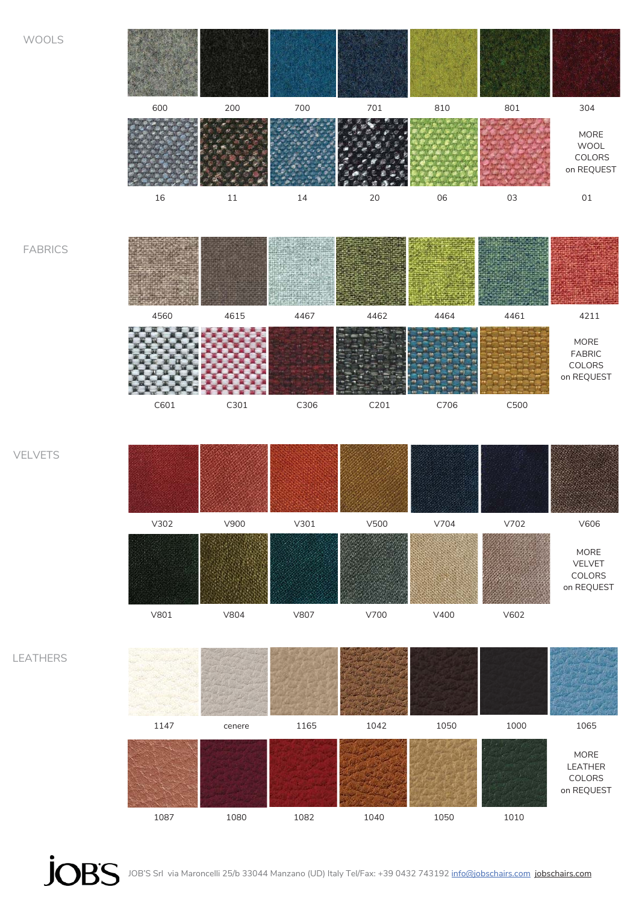## WOOLS

600 200 700 701 810 801 304

16 11 14 20 06 03 01

MORE WOOL COLORS on REQUEST

## FABRICS

4560 4615 4467 4462 4464 4461 4211

C601 C301 C306 C201 C706 C500

MORE FABRIC COLORS on REQUEST

## VELVETS

V302 V900 V301 V500 V704 V702 V606

V801 V804 V807 V700 V400 V602

MORE VELVET COLORS on REQUEST

## LEATHERS

1147 cenere 1165 1042 1050 1000 1065

1087 1080 1082 1040 1050 1010

MORE LEATHER COLORS on REQUEST

JOB'S

JOB'S Srl via Maroncelli 25/b 33044 Manzano (UD) Italy Tel/Fax: +39 0432 743192 info@jobschairs.com jobschairs.com